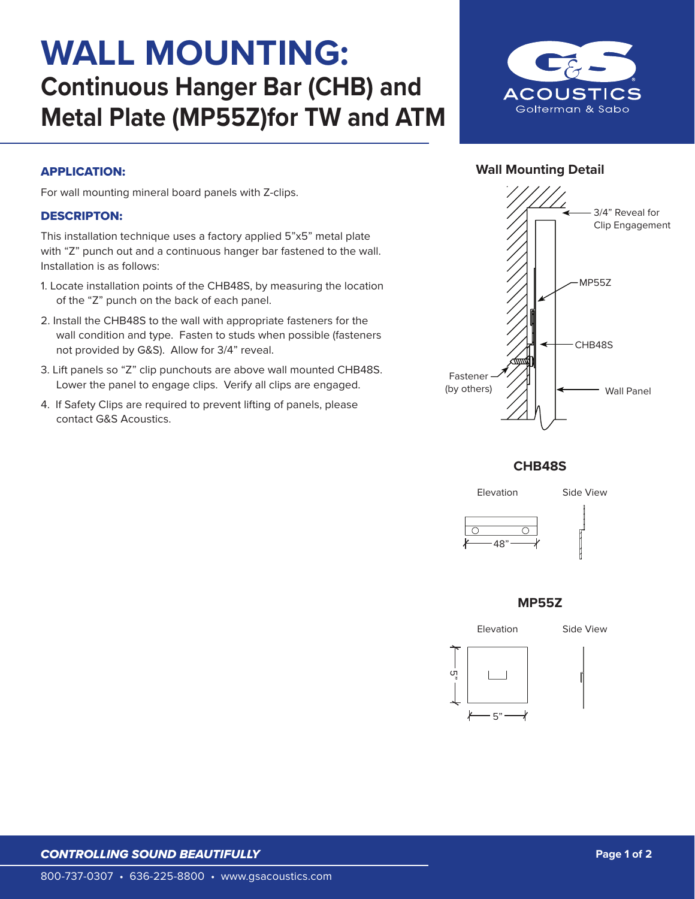# WALL MOUNTING:

## Continuous Hanger Bar (CHB) and Metal Plate (MP55Z)for TW and ATM

G&S ACOUSTICS
Golterman & Sabo

### APPLICATION:

For wall mounting mineral board panels with Z-clips.

### DESCRIPTON:

This installation technique uses a factory applied 5"x5" metal plate with "Z" punch out and a continuous hanger bar fastened to the wall. Installation is as follows:

1. Locate installation points of the CHB48S, by measuring the location of the "Z" punch on the back of each panel.
2. Install the CHB48S to the wall with appropriate fasteners for the wall condition and type. Fasten to studs when possible (fasteners not provided by G&S). Allow for 3/4" reveal.
3. Lift panels so "Z" clip punchouts are above wall mounted CHB48S. Lower the panel to engage clips. Verify all clips are engaged.
4. If Safety Clips are required to prevent lifting of panels, please contact G&S Acoustics.

### Wall Mounting Detail

3/4" Reveal for Clip Engagement

MP55Z

CHB48S

Fastener (by others)

Wall Panel

### CHB48S

Elevation

Side View

48"

### MP55Z

Elevation

Side View

5"

5"

***CONTROLLING SOUND BEAUTIFULLY***

800-737-0307 • 636-225-8800 • www.gsacoustics.com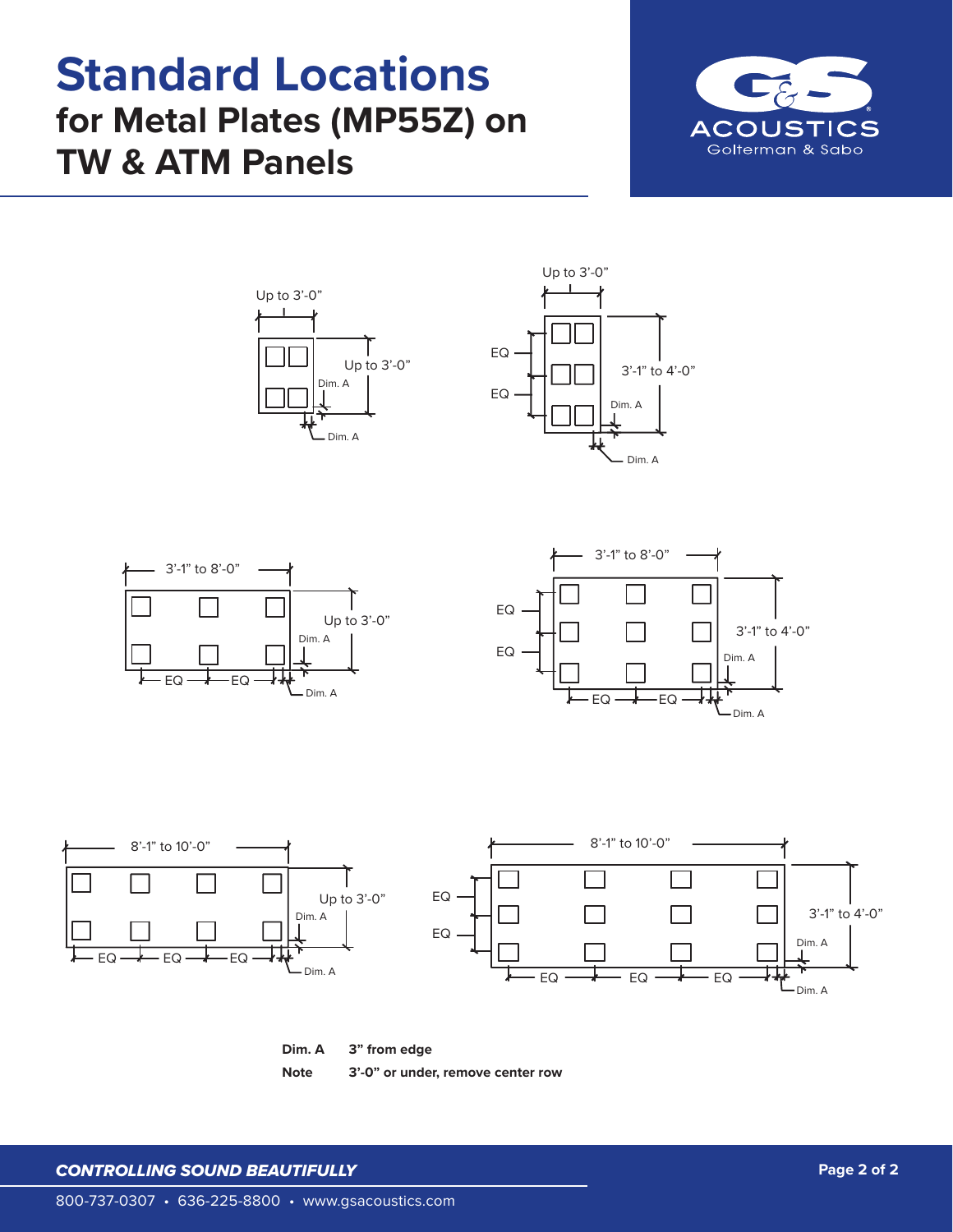# Standard Locations

## for Metal Plates (MP55Z) on TW & ATM Panels

Up to 3'-0"

Up to 3'-0"

Dim. A

Dim. A

Up to 3'-0"

EQ

EQ

3'-1" to 4'-0"

Dim. A

Dim. A

3'-1" to 8'-0"

Up to 3'-0"

Dim. A

EQ

EQ

Dim. A

3'-1" to 8'-0"

EQ

EQ

3'-1" to 4'-0"

Dim. A

EQ

EQ

Dim. A

8'-1" to 10'-0"

Up to 3'-0"

Dim. A

EQ

EQ

EQ

Dim. A

8'-1" to 10'-0"

EQ

EQ

3'-1" to 4'-0"

Dim. A

EQ

EQ

EQ

Dim. A

| | |
|---|---|
| **Dim. A** | **3" from edge** |
| **Note** | **3'-0" or under, remove center row** |

***CONTROLLING SOUND BEAUTIFULLY***

800-737-0307 • 636-225-8800 • www.gsacoustics.com